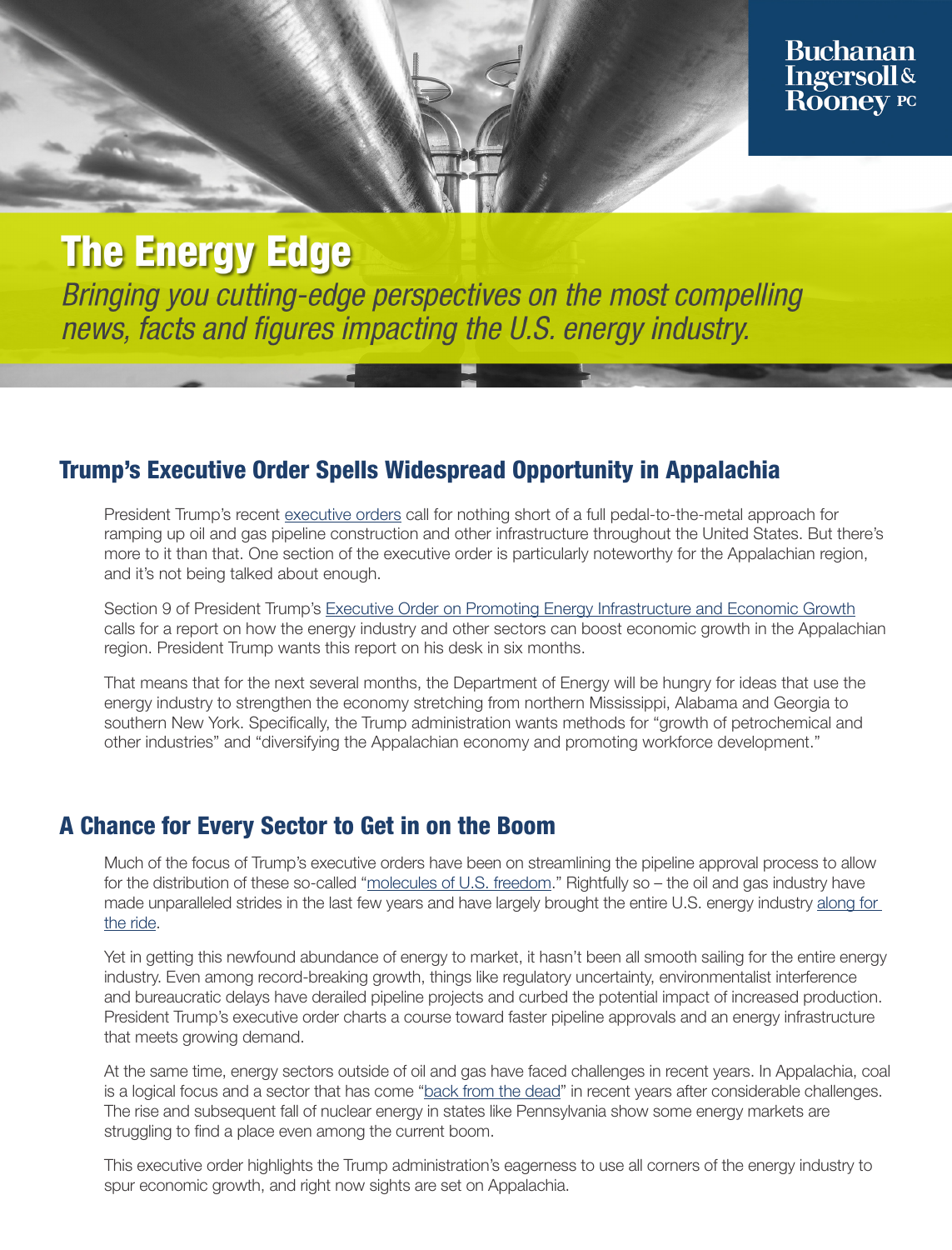Buchanan Ingersoll & Rooney PC

# The Energy Edge

*Bringing you cutting-edge perspectives on the most compelling news, facts and figures impacting the U.S. energy industry.*

## Trump's Executive Order Spells Widespread Opportunity in Appalachia

President Trump's recent executive orders call for nothing short of a full pedal-to-the-metal approach for ramping up oil and gas pipeline construction and other infrastructure throughout the United States. But there's more to it than that. One section of the executive order is particularly noteworthy for the Appalachian region, and it's not being talked about enough.

Section 9 of President Trump's Executive Order on Promoting Energy Infrastructure and Economic Growth calls for a report on how the energy industry and other sectors can boost economic growth in the Appalachian region. President Trump wants this report on his desk in six months.

That means that for the next several months, the Department of Energy will be hungry for ideas that use the energy industry to strengthen the economy stretching from northern Mississippi, Alabama and Georgia to southern New York. Specifically, the Trump administration wants methods for "growth of petrochemical and other industries" and "diversifying the Appalachian economy and promoting workforce development."

## A Chance for Every Sector to Get in on the Boom

Much of the focus of Trump's executive orders have been on streamlining the pipeline approval process to allow for the distribution of these so-called "molecules of U.S. freedom." Rightfully so – the oil and gas industry have made unparalleled strides in the last few years and have largely brought the entire U.S. energy industry along for the ride.

Yet in getting this newfound abundance of energy to market, it hasn't been all smooth sailing for the entire energy industry. Even among record-breaking growth, things like regulatory uncertainty, environmentalist interference and bureaucratic delays have derailed pipeline projects and curbed the potential impact of increased production. President Trump's executive order charts a course toward faster pipeline approvals and an energy infrastructure that meets growing demand.

At the same time, energy sectors outside of oil and gas have faced challenges in recent years. In Appalachia, coal is a logical focus and a sector that has come "back from the dead" in recent years after considerable challenges. The rise and subsequent fall of nuclear energy in states like Pennsylvania show some energy markets are struggling to find a place even among the current boom.

This executive order highlights the Trump administration's eagerness to use all corners of the energy industry to spur economic growth, and right now sights are set on Appalachia.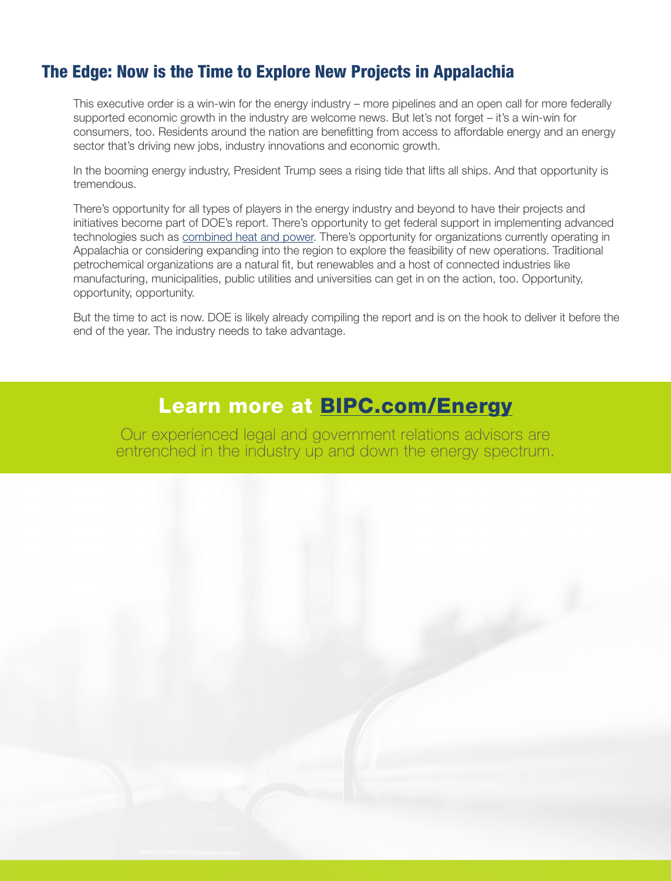## The Edge: Now is the Time to Explore New Projects in Appalachia

This executive order is a win-win for the energy industry – more pipelines and an open call for more federally supported economic growth in the industry are welcome news. But let's not forget – it's a win-win for consumers, too. Residents around the nation are benefitting from access to affordable energy and an energy sector that's driving new jobs, industry innovations and economic growth.

In the booming energy industry, President Trump sees a rising tide that lifts all ships. And that opportunity is tremendous.

There's opportunity for all types of players in the energy industry and beyond to have their projects and initiatives become part of DOE's report. There's opportunity to get federal support in implementing advanced technologies such as combined heat and power. There's opportunity for organizations currently operating in Appalachia or considering expanding into the region to explore the feasibility of new operations. Traditional petrochemical organizations are a natural fit, but renewables and a host of connected industries like manufacturing, municipalities, public utilities and universities can get in on the action, too. Opportunity, opportunity, opportunity.

But the time to act is now. DOE is likely already compiling the report and is on the hook to deliver it before the end of the year. The industry needs to take advantage.

## Learn more at BIPC.com/Energy

Our experienced legal and government relations advisors are entrenched in the industry up and down the energy spectrum.